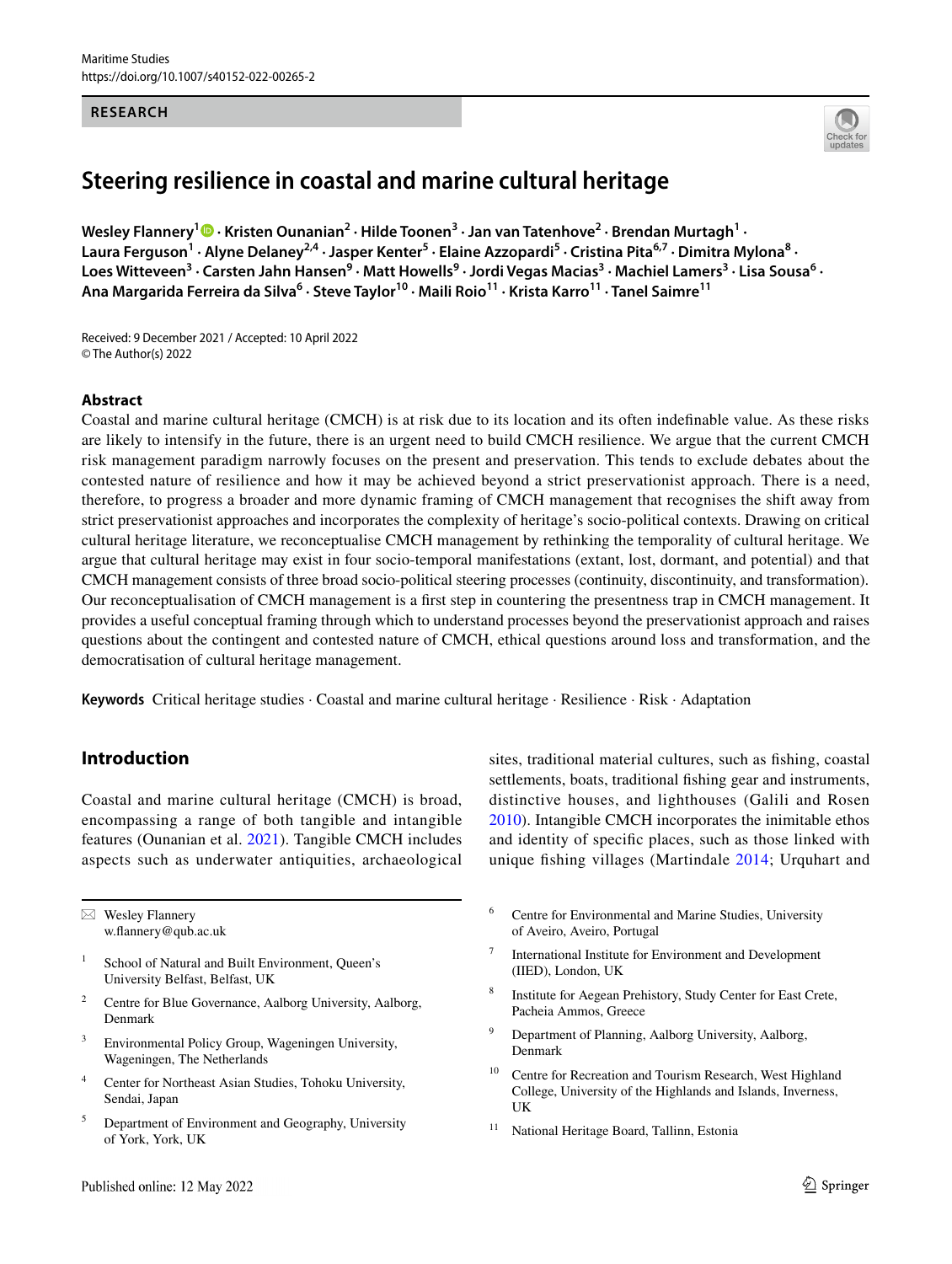Maritime Studies
https://doi.org/10.1007/s40152-022-00265-2

**RESEARCH**

# Steering resilience in coastal and marine cultural heritage

**Wesley Flannery[1] · Kristen Ounanian[2] · Hilde Toonen[3] · Jan van Tatenhove[2] · Brendan Murtagh[1] · Laura Ferguson[1] · Alyne Delaney[2,4] · Jasper Kenter[5] · Elaine Azzopardi[5] · Cristina Pita[6,7] · Dimitra Mylona[8] · Loes Witteveen[3] · Carsten Jahn Hansen[9] · Matt Howells[9] · Jordi Vegas Macias[3] · Machiel Lamers[3] · Lisa Sousa[6] · Ana Margarida Ferreira da Silva[6] · Steve Taylor[10] · Maili Roio[11] · Krista Karro[11] · Tanel Saimre[11]**

Received: 9 December 2021 / Accepted: 10 April 2022
© The Author(s) 2022

## Abstract

Coastal and marine cultural heritage (CMCH) is at risk due to its location and its often indefinable value. As these risks are likely to intensify in the future, there is an urgent need to build CMCH resilience. We argue that the current CMCH risk management paradigm narrowly focuses on the present and preservation. This tends to exclude debates about the contested nature of resilience and how it may be achieved beyond a strict preservationist approach. There is a need, therefore, to progress a broader and more dynamic framing of CMCH management that recognises the shift away from strict preservationist approaches and incorporates the complexity of heritage's socio-political contexts. Drawing on critical cultural heritage literature, we reconceptualise CMCH management by rethinking the temporality of cultural heritage. We argue that cultural heritage may exist in four socio-temporal manifestations (extant, lost, dormant, and potential) and that CMCH management consists of three broad socio-political steering processes (continuity, discontinuity, and transformation). Our reconceptualisation of CMCH management is a first step in countering the presentness trap in CMCH management. It provides a useful conceptual framing through which to understand processes beyond the preservationist approach and raises questions about the contingent and contested nature of CMCH, ethical questions around loss and transformation, and the democratisation of cultural heritage management.

**Keywords** Critical heritage studies · Coastal and marine cultural heritage · Resilience · Risk · Adaptation

## Introduction

Coastal and marine cultural heritage (CMCH) is broad, encompassing a range of both tangible and intangible features (Ounanian et al. 2021). Tangible CMCH includes aspects such as underwater antiquities, archaeological sites, traditional material cultures, such as fishing, coastal settlements, boats, traditional fishing gear and instruments, distinctive houses, and lighthouses (Galili and Rosen 2010). Intangible CMCH incorporates the inimitable ethos and identity of specific places, such as those linked with unique fishing villages (Martindale 2014; Urquhart and

---

✉ Wesley Flannery
w.flannery@qub.ac.uk

1 School of Natural and Built Environment, Queen's University Belfast, Belfast, UK

2 Centre for Blue Governance, Aalborg University, Aalborg, Denmark

3 Environmental Policy Group, Wageningen University, Wageningen, The Netherlands

4 Center for Northeast Asian Studies, Tohoku University, Sendai, Japan

5 Department of Environment and Geography, University of York, York, UK

6 Centre for Environmental and Marine Studies, University of Aveiro, Aveiro, Portugal

7 International Institute for Environment and Development (IIED), London, UK

8 Institute for Aegean Prehistory, Study Center for East Crete, Pacheia Ammos, Greece

9 Department of Planning, Aalborg University, Aalborg, Denmark

10 Centre for Recreation and Tourism Research, West Highland College, University of the Highlands and Islands, Inverness, UK

11 National Heritage Board, Tallinn, Estonia

Published online: 12 May 2022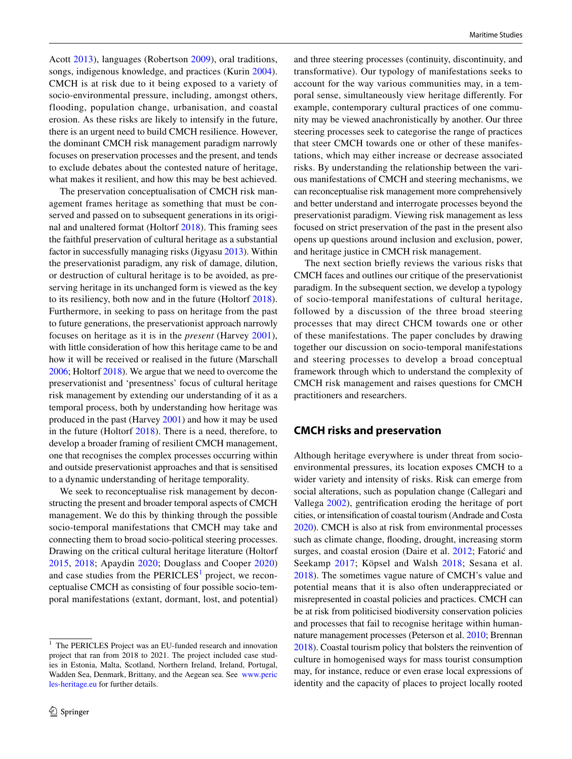Acott 2013), languages (Robertson 2009), oral traditions, songs, indigenous knowledge, and practices (Kurin 2004). CMCH is at risk due to it being exposed to a variety of socio-environmental pressure, including, amongst others, flooding, population change, urbanisation, and coastal erosion. As these risks are likely to intensify in the future, there is an urgent need to build CMCH resilience. However, the dominant CMCH risk management paradigm narrowly focuses on preservation processes and the present, and tends to exclude debates about the contested nature of heritage, what makes it resilient, and how this may be best achieved.

The preservation conceptualisation of CMCH risk management frames heritage as something that must be conserved and passed on to subsequent generations in its original and unaltered format (Holtorf 2018). This framing sees the faithful preservation of cultural heritage as a substantial factor in successfully managing risks (Jigyasu 2013). Within the preservationist paradigm, any risk of damage, dilution, or destruction of cultural heritage is to be avoided, as preserving heritage in its unchanged form is viewed as the key to its resiliency, both now and in the future (Holtorf 2018). Furthermore, in seeking to pass on heritage from the past to future generations, the preservationist approach narrowly focuses on heritage as it is in the *present* (Harvey 2001), with little consideration of how this heritage came to be and how it will be received or realised in the future (Marschall 2006; Holtorf 2018). We argue that we need to overcome the preservationist and 'presentness' focus of cultural heritage risk management by extending our understanding of it as a temporal process, both by understanding how heritage was produced in the past (Harvey 2001) and how it may be used in the future (Holtorf 2018). There is a need, therefore, to develop a broader framing of resilient CMCH management, one that recognises the complex processes occurring within and outside preservationist approaches and that is sensitised to a dynamic understanding of heritage temporality.

We seek to reconceptualise risk management by deconstructing the present and broader temporal aspects of CMCH management. We do this by thinking through the possible socio-temporal manifestations that CMCH may take and connecting them to broad socio-political steering processes. Drawing on the critical cultural heritage literature (Holtorf 2015, 2018; Apaydin 2020; Douglass and Cooper 2020) and case studies from the PERICLES[1] project, we reconceptualise CMCH as consisting of four possible socio-temporal manifestations (extant, dormant, lost, and potential) and three steering processes (continuity, discontinuity, and transformative). Our typology of manifestations seeks to account for the way various communities may, in a temporal sense, simultaneously view heritage differently. For example, contemporary cultural practices of one community may be viewed anachronistically by another. Our three steering processes seek to categorise the range of practices that steer CMCH towards one or other of these manifestations, which may either increase or decrease associated risks. By understanding the relationship between the various manifestations of CMCH and steering mechanisms, we can reconceptualise risk management more comprehensively and better understand and interrogate processes beyond the preservationist paradigm. Viewing risk management as less focused on strict preservation of the past in the present also opens up questions around inclusion and exclusion, power, and heritage justice in CMCH risk management.

The next section briefly reviews the various risks that CMCH faces and outlines our critique of the preservationist paradigm. In the subsequent section, we develop a typology of socio-temporal manifestations of cultural heritage, followed by a discussion of the three broad steering processes that may direct CHCM towards one or other of these manifestations. The paper concludes by drawing together our discussion on socio-temporal manifestations and steering processes to develop a broad conceptual framework through which to understand the complexity of CMCH risk management and raises questions for CMCH practitioners and researchers.

## CMCH risks and preservation

Although heritage everywhere is under threat from socio-environmental pressures, its location exposes CMCH to a wider variety and intensity of risks. Risk can emerge from social alterations, such as population change (Callegari and Vallega 2002), gentrification eroding the heritage of port cities, or intensification of coastal tourism (Andrade and Costa 2020). CMCH is also at risk from environmental processes such as climate change, flooding, drought, increasing storm surges, and coastal erosion (Daire et al. 2012; Fatorić and Seekamp 2017; Köpsel and Walsh 2018; Sesana et al. 2018). The sometimes vague nature of CMCH's value and potential means that it is also often underappreciated or misrepresented in coastal policies and practices. CMCH can be at risk from politicised biodiversity conservation policies and processes that fail to recognise heritage within human-nature management processes (Peterson et al. 2010; Brennan 2018). Coastal tourism policy that bolsters the reinvention of culture in homogenised ways for mass tourist consumption may, for instance, reduce or even erase local expressions of identity and the capacity of places to project locally rooted

[1] The PERICLES Project was an EU-funded research and innovation project that ran from 2018 to 2021. The project included case studies in Estonia, Malta, Scotland, Northern Ireland, Ireland, Portugal, Wadden Sea, Denmark, Brittany, and the Aegean sea. See www.pericles-heritage.eu for further details.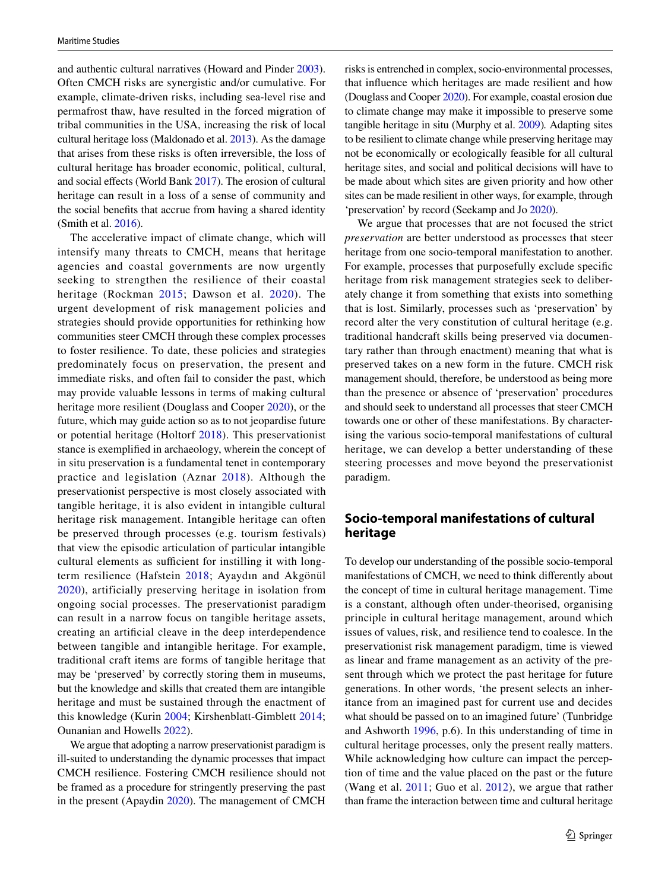and authentic cultural narratives (Howard and Pinder 2003). Often CMCH risks are synergistic and/or cumulative. For example, climate-driven risks, including sea-level rise and permafrost thaw, have resulted in the forced migration of tribal communities in the USA, increasing the risk of local cultural heritage loss (Maldonado et al. 2013). As the damage that arises from these risks is often irreversible, the loss of cultural heritage has broader economic, political, cultural, and social effects (World Bank 2017). The erosion of cultural heritage can result in a loss of a sense of community and the social benefits that accrue from having a shared identity (Smith et al. 2016).

The accelerative impact of climate change, which will intensify many threats to CMCH, means that heritage agencies and coastal governments are now urgently seeking to strengthen the resilience of their coastal heritage (Rockman 2015; Dawson et al. 2020). The urgent development of risk management policies and strategies should provide opportunities for rethinking how communities steer CMCH through these complex processes to foster resilience. To date, these policies and strategies predominately focus on preservation, the present and immediate risks, and often fail to consider the past, which may provide valuable lessons in terms of making cultural heritage more resilient (Douglass and Cooper 2020), or the future, which may guide action so as to not jeopardise future or potential heritage (Holtorf 2018). This preservationist stance is exemplified in archaeology, wherein the concept of in situ preservation is a fundamental tenet in contemporary practice and legislation (Aznar 2018). Although the preservationist perspective is most closely associated with tangible heritage, it is also evident in intangible cultural heritage risk management. Intangible heritage can often be preserved through processes (e.g. tourism festivals) that view the episodic articulation of particular intangible cultural elements as sufficient for instilling it with long-term resilience (Hafstein 2018; Ayaydın and Akgönül 2020), artificially preserving heritage in isolation from ongoing social processes. The preservationist paradigm can result in a narrow focus on tangible heritage assets, creating an artificial cleave in the deep interdependence between tangible and intangible heritage. For example, traditional craft items are forms of tangible heritage that may be 'preserved' by correctly storing them in museums, but the knowledge and skills that created them are intangible heritage and must be sustained through the enactment of this knowledge (Kurin 2004; Kirshenblatt-Gimblett 2014; Ounanian and Howells 2022).

We argue that adopting a narrow preservationist paradigm is ill-suited to understanding the dynamic processes that impact CMCH resilience. Fostering CMCH resilience should not be framed as a procedure for stringently preserving the past in the present (Apaydin 2020). The management of CMCH risks is entrenched in complex, socio-environmental processes, that influence which heritages are made resilient and how (Douglass and Cooper 2020). For example, coastal erosion due to climate change may make it impossible to preserve some tangible heritage in situ (Murphy et al. 2009). Adapting sites to be resilient to climate change while preserving heritage may not be economically or ecologically feasible for all cultural heritage sites, and social and political decisions will have to be made about which sites are given priority and how other sites can be made resilient in other ways, for example, through 'preservation' by record (Seekamp and Jo 2020).

We argue that processes that are not focused the strict *preservation* are better understood as processes that steer heritage from one socio-temporal manifestation to another. For example, processes that purposefully exclude specific heritage from risk management strategies seek to deliberately change it from something that exists into something that is lost. Similarly, processes such as 'preservation' by record alter the very constitution of cultural heritage (e.g. traditional handcraft skills being preserved via documentary rather than through enactment) meaning that what is preserved takes on a new form in the future. CMCH risk management should, therefore, be understood as being more than the presence or absence of 'preservation' procedures and should seek to understand all processes that steer CMCH towards one or other of these manifestations. By characterising the various socio-temporal manifestations of cultural heritage, we can develop a better understanding of these steering processes and move beyond the preservationist paradigm.

## Socio-temporal manifestations of cultural heritage

To develop our understanding of the possible socio-temporal manifestations of CMCH, we need to think differently about the concept of time in cultural heritage management. Time is a constant, although often under-theorised, organising principle in cultural heritage management, around which issues of values, risk, and resilience tend to coalesce. In the preservationist risk management paradigm, time is viewed as linear and frame management as an activity of the present through which we protect the past heritage for future generations. In other words, 'the present selects an inheritance from an imagined past for current use and decides what should be passed on to an imagined future' (Tunbridge and Ashworth 1996, p.6). In this understanding of time in cultural heritage processes, only the present really matters. While acknowledging how culture can impact the perception of time and the value placed on the past or the future (Wang et al. 2011; Guo et al. 2012), we argue that rather than frame the interaction between time and cultural heritage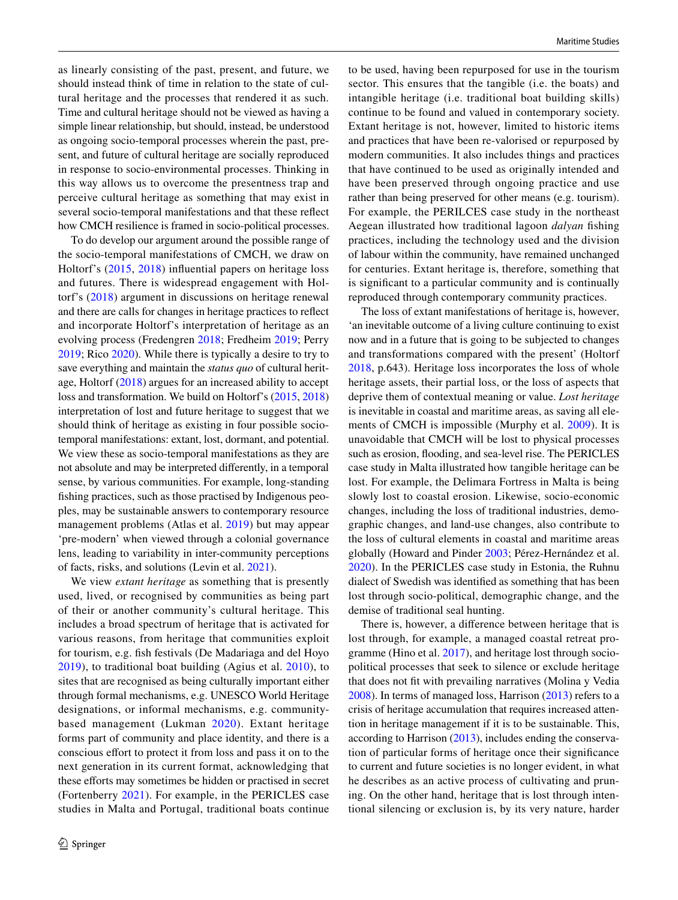as linearly consisting of the past, present, and future, we should instead think of time in relation to the state of cultural heritage and the processes that rendered it as such. Time and cultural heritage should not be viewed as having a simple linear relationship, but should, instead, be understood as ongoing socio-temporal processes wherein the past, present, and future of cultural heritage are socially reproduced in response to socio-environmental processes. Thinking in this way allows us to overcome the presentness trap and perceive cultural heritage as something that may exist in several socio-temporal manifestations and that these reflect how CMCH resilience is framed in socio-political processes.

To do develop our argument around the possible range of the socio-temporal manifestations of CMCH, we draw on Holtorf's (2015, 2018) influential papers on heritage loss and futures. There is widespread engagement with Holtorf's (2018) argument in discussions on heritage renewal and there are calls for changes in heritage practices to reflect and incorporate Holtorf's interpretation of heritage as an evolving process (Fredengren 2018; Fredheim 2019; Perry 2019; Rico 2020). While there is typically a desire to try to save everything and maintain the *status quo* of cultural heritage, Holtorf (2018) argues for an increased ability to accept loss and transformation. We build on Holtorf's (2015, 2018) interpretation of lost and future heritage to suggest that we should think of heritage as existing in four possible socio-temporal manifestations: extant, lost, dormant, and potential. We view these as socio-temporal manifestations as they are not absolute and may be interpreted differently, in a temporal sense, by various communities. For example, long-standing fishing practices, such as those practised by Indigenous peoples, may be sustainable answers to contemporary resource management problems (Atlas et al. 2019) but may appear 'pre-modern' when viewed through a colonial governance lens, leading to variability in inter-community perceptions of facts, risks, and solutions (Levin et al. 2021).

We view *extant heritage* as something that is presently used, lived, or recognised by communities as being part of their or another community's cultural heritage. This includes a broad spectrum of heritage that is activated for various reasons, from heritage that communities exploit for tourism, e.g. fish festivals (De Madariaga and del Hoyo 2019), to traditional boat building (Agius et al. 2010), to sites that are recognised as being culturally important either through formal mechanisms, e.g. UNESCO World Heritage designations, or informal mechanisms, e.g. community-based management (Lukman 2020). Extant heritage forms part of community and place identity, and there is a conscious effort to protect it from loss and pass it on to the next generation in its current format, acknowledging that these efforts may sometimes be hidden or practised in secret (Fortenberry 2021). For example, in the PERICLES case studies in Malta and Portugal, traditional boats continue to be used, having been repurposed for use in the tourism sector. This ensures that the tangible (i.e. the boats) and intangible heritage (i.e. traditional boat building skills) continue to be found and valued in contemporary society. Extant heritage is not, however, limited to historic items and practices that have been re-valorised or repurposed by modern communities. It also includes things and practices that have continued to be used as originally intended and have been preserved through ongoing practice and use rather than being preserved for other means (e.g. tourism). For example, the PERILCES case study in the northeast Aegean illustrated how traditional lagoon *dalyan* fishing practices, including the technology used and the division of labour within the community, have remained unchanged for centuries. Extant heritage is, therefore, something that is significant to a particular community and is continually reproduced through contemporary community practices.

The loss of extant manifestations of heritage is, however, 'an inevitable outcome of a living culture continuing to exist now and in a future that is going to be subjected to changes and transformations compared with the present' (Holtorf 2018, p.643). Heritage loss incorporates the loss of whole heritage assets, their partial loss, or the loss of aspects that deprive them of contextual meaning or value. *Lost heritage* is inevitable in coastal and maritime areas, as saving all elements of CMCH is impossible (Murphy et al. 2009). It is unavoidable that CMCH will be lost to physical processes such as erosion, flooding, and sea-level rise. The PERICLES case study in Malta illustrated how tangible heritage can be lost. For example, the Delimara Fortress in Malta is being slowly lost to coastal erosion. Likewise, socio-economic changes, including the loss of traditional industries, demographic changes, and land-use changes, also contribute to the loss of cultural elements in coastal and maritime areas globally (Howard and Pinder 2003; Pérez-Hernández et al. 2020). In the PERICLES case study in Estonia, the Ruhnu dialect of Swedish was identified as something that has been lost through socio-political, demographic change, and the demise of traditional seal hunting.

There is, however, a difference between heritage that is lost through, for example, a managed coastal retreat programme (Hino et al. 2017), and heritage lost through socio-political processes that seek to silence or exclude heritage that does not fit with prevailing narratives (Molina y Vedia 2008). In terms of managed loss, Harrison (2013) refers to a crisis of heritage accumulation that requires increased attention in heritage management if it is to be sustainable. This, according to Harrison (2013), includes ending the conservation of particular forms of heritage once their significance to current and future societies is no longer evident, in what he describes as an active process of cultivating and pruning. On the other hand, heritage that is lost through intentional silencing or exclusion is, by its very nature, harder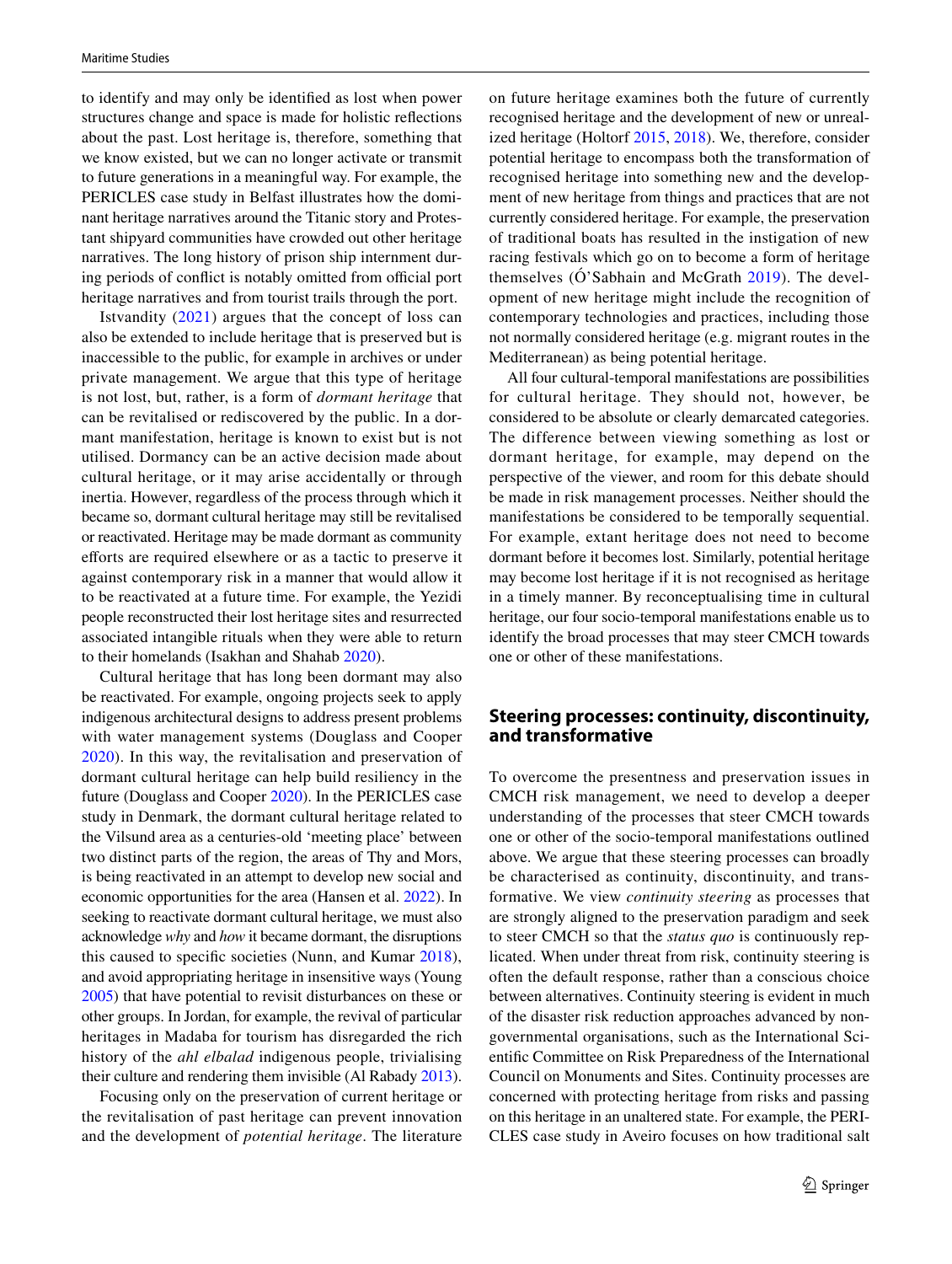to identify and may only be identified as lost when power structures change and space is made for holistic reflections about the past. Lost heritage is, therefore, something that we know existed, but we can no longer activate or transmit to future generations in a meaningful way. For example, the PERICLES case study in Belfast illustrates how the dominant heritage narratives around the Titanic story and Protestant shipyard communities have crowded out other heritage narratives. The long history of prison ship internment during periods of conflict is notably omitted from official port heritage narratives and from tourist trails through the port.

Istvandity (2021) argues that the concept of loss can also be extended to include heritage that is preserved but is inaccessible to the public, for example in archives or under private management. We argue that this type of heritage is not lost, but, rather, is a form of *dormant heritage* that can be revitalised or rediscovered by the public. In a dormant manifestation, heritage is known to exist but is not utilised. Dormancy can be an active decision made about cultural heritage, or it may arise accidentally or through inertia. However, regardless of the process through which it became so, dormant cultural heritage may still be revitalised or reactivated. Heritage may be made dormant as community efforts are required elsewhere or as a tactic to preserve it against contemporary risk in a manner that would allow it to be reactivated at a future time. For example, the Yezidi people reconstructed their lost heritage sites and resurrected associated intangible rituals when they were able to return to their homelands (Isakhan and Shahab 2020).

Cultural heritage that has long been dormant may also be reactivated. For example, ongoing projects seek to apply indigenous architectural designs to address present problems with water management systems (Douglass and Cooper 2020). In this way, the revitalisation and preservation of dormant cultural heritage can help build resiliency in the future (Douglass and Cooper 2020). In the PERICLES case study in Denmark, the dormant cultural heritage related to the Vilsund area as a centuries-old 'meeting place' between two distinct parts of the region, the areas of Thy and Mors, is being reactivated in an attempt to develop new social and economic opportunities for the area (Hansen et al. 2022). In seeking to reactivate dormant cultural heritage, we must also acknowledge *why* and *how* it became dormant, the disruptions this caused to specific societies (Nunn, and Kumar 2018), and avoid appropriating heritage in insensitive ways (Young 2005) that have potential to revisit disturbances on these or other groups. In Jordan, for example, the revival of particular heritages in Madaba for tourism has disregarded the rich history of the *ahl elbalad* indigenous people, trivialising their culture and rendering them invisible (Al Rabady 2013).

Focusing only on the preservation of current heritage or the revitalisation of past heritage can prevent innovation and the development of *potential heritage*. The literature on future heritage examines both the future of currently recognised heritage and the development of new or unrealized heritage (Holtorf 2015, 2018). We, therefore, consider potential heritage to encompass both the transformation of recognised heritage into something new and the development of new heritage from things and practices that are not currently considered heritage. For example, the preservation of traditional boats has resulted in the instigation of new racing festivals which go on to become a form of heritage themselves (Ó'Sabhain and McGrath 2019). The development of new heritage might include the recognition of contemporary technologies and practices, including those not normally considered heritage (e.g. migrant routes in the Mediterranean) as being potential heritage.

All four cultural-temporal manifestations are possibilities for cultural heritage. They should not, however, be considered to be absolute or clearly demarcated categories. The difference between viewing something as lost or dormant heritage, for example, may depend on the perspective of the viewer, and room for this debate should be made in risk management processes. Neither should the manifestations be considered to be temporally sequential. For example, extant heritage does not need to become dormant before it becomes lost. Similarly, potential heritage may become lost heritage if it is not recognised as heritage in a timely manner. By reconceptualising time in cultural heritage, our four socio-temporal manifestations enable us to identify the broad processes that may steer CMCH towards one or other of these manifestations.

## Steering processes: continuity, discontinuity, and transformative

To overcome the presentness and preservation issues in CMCH risk management, we need to develop a deeper understanding of the processes that steer CMCH towards one or other of the socio-temporal manifestations outlined above. We argue that these steering processes can broadly be characterised as continuity, discontinuity, and transformative. We view *continuity steering* as processes that are strongly aligned to the preservation paradigm and seek to steer CMCH so that the *status quo* is continuously replicated. When under threat from risk, continuity steering is often the default response, rather than a conscious choice between alternatives. Continuity steering is evident in much of the disaster risk reduction approaches advanced by non-governmental organisations, such as the International Scientific Committee on Risk Preparedness of the International Council on Monuments and Sites. Continuity processes are concerned with protecting heritage from risks and passing on this heritage in an unaltered state. For example, the PERICLES case study in Aveiro focuses on how traditional salt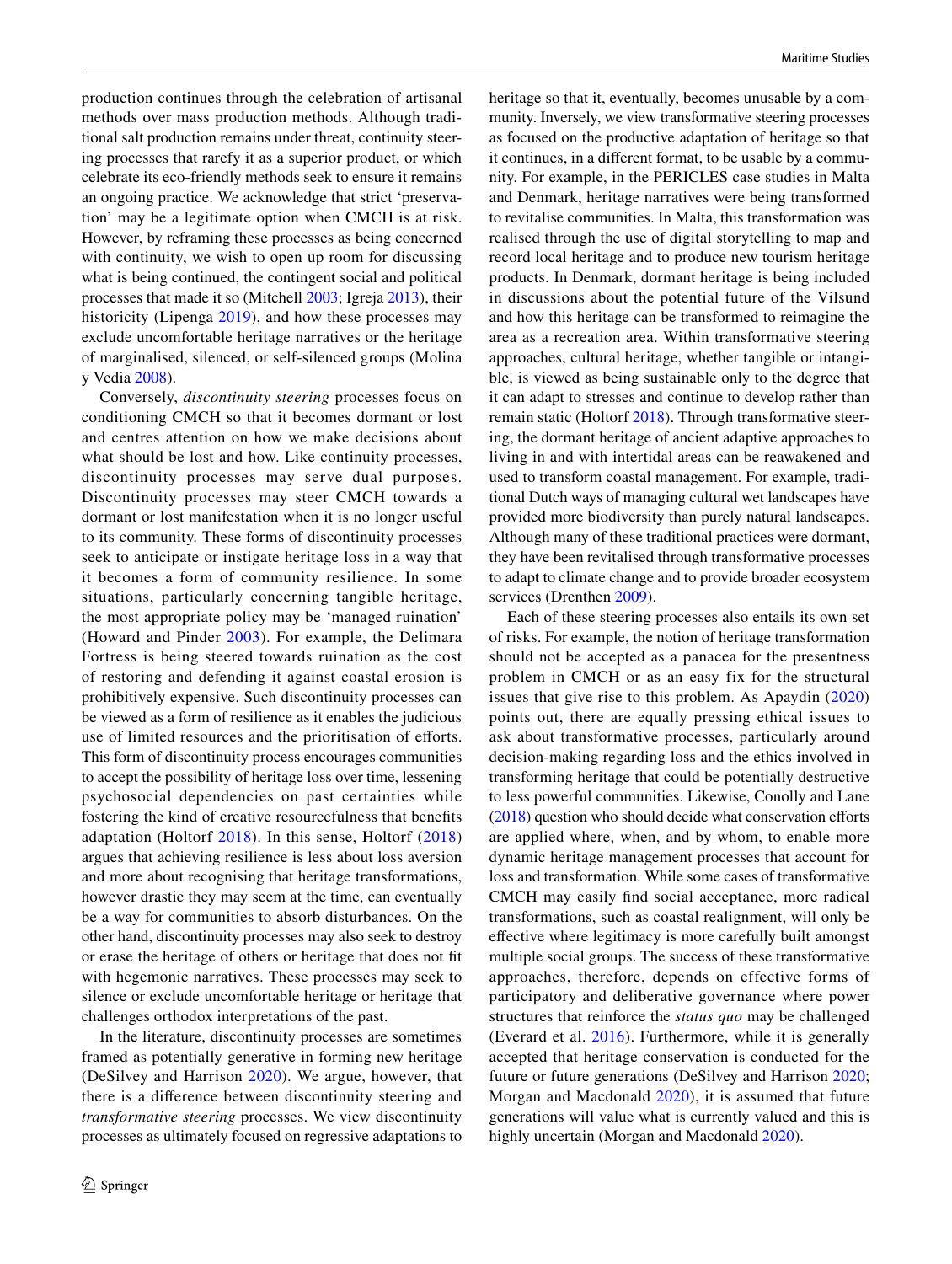production continues through the celebration of artisanal methods over mass production methods. Although traditional salt production remains under threat, continuity steering processes that rarefy it as a superior product, or which celebrate its eco-friendly methods seek to ensure it remains an ongoing practice. We acknowledge that strict 'preservation' may be a legitimate option when CMCH is at risk. However, by reframing these processes as being concerned with continuity, we wish to open up room for discussing what is being continued, the contingent social and political processes that made it so (Mitchell 2003; Igreja 2013), their historicity (Lipenga 2019), and how these processes may exclude uncomfortable heritage narratives or the heritage of marginalised, silenced, or self-silenced groups (Molina y Vedia 2008).

Conversely, *discontinuity steering* processes focus on conditioning CMCH so that it becomes dormant or lost and centres attention on how we make decisions about what should be lost and how. Like continuity processes, discontinuity processes may serve dual purposes. Discontinuity processes may steer CMCH towards a dormant or lost manifestation when it is no longer useful to its community. These forms of discontinuity processes seek to anticipate or instigate heritage loss in a way that it becomes a form of community resilience. In some situations, particularly concerning tangible heritage, the most appropriate policy may be 'managed ruination' (Howard and Pinder 2003). For example, the Delimara Fortress is being steered towards ruination as the cost of restoring and defending it against coastal erosion is prohibitively expensive. Such discontinuity processes can be viewed as a form of resilience as it enables the judicious use of limited resources and the prioritisation of efforts. This form of discontinuity process encourages communities to accept the possibility of heritage loss over time, lessening psychosocial dependencies on past certainties while fostering the kind of creative resourcefulness that benefits adaptation (Holtorf 2018). In this sense, Holtorf (2018) argues that achieving resilience is less about loss aversion and more about recognising that heritage transformations, however drastic they may seem at the time, can eventually be a way for communities to absorb disturbances. On the other hand, discontinuity processes may also seek to destroy or erase the heritage of others or heritage that does not fit with hegemonic narratives. These processes may seek to silence or exclude uncomfortable heritage or heritage that challenges orthodox interpretations of the past.

In the literature, discontinuity processes are sometimes framed as potentially generative in forming new heritage (DeSilvey and Harrison 2020). We argue, however, that there is a difference between discontinuity steering and *transformative steering* processes. We view discontinuity processes as ultimately focused on regressive adaptations to heritage so that it, eventually, becomes unusable by a community. Inversely, we view transformative steering processes as focused on the productive adaptation of heritage so that it continues, in a different format, to be usable by a community. For example, in the PERICLES case studies in Malta and Denmark, heritage narratives were being transformed to revitalise communities. In Malta, this transformation was realised through the use of digital storytelling to map and record local heritage and to produce new tourism heritage products. In Denmark, dormant heritage is being included in discussions about the potential future of the Vilsund and how this heritage can be transformed to reimagine the area as a recreation area. Within transformative steering approaches, cultural heritage, whether tangible or intangible, is viewed as being sustainable only to the degree that it can adapt to stresses and continue to develop rather than remain static (Holtorf 2018). Through transformative steering, the dormant heritage of ancient adaptive approaches to living in and with intertidal areas can be reawakened and used to transform coastal management. For example, traditional Dutch ways of managing cultural wet landscapes have provided more biodiversity than purely natural landscapes. Although many of these traditional practices were dormant, they have been revitalised through transformative processes to adapt to climate change and to provide broader ecosystem services (Drenthen 2009).

Each of these steering processes also entails its own set of risks. For example, the notion of heritage transformation should not be accepted as a panacea for the presentness problem in CMCH or as an easy fix for the structural issues that give rise to this problem. As Apaydin (2020) points out, there are equally pressing ethical issues to ask about transformative processes, particularly around decision-making regarding loss and the ethics involved in transforming heritage that could be potentially destructive to less powerful communities. Likewise, Conolly and Lane (2018) question who should decide what conservation efforts are applied where, when, and by whom, to enable more dynamic heritage management processes that account for loss and transformation. While some cases of transformative CMCH may easily find social acceptance, more radical transformations, such as coastal realignment, will only be effective where legitimacy is more carefully built amongst multiple social groups. The success of these transformative approaches, therefore, depends on effective forms of participatory and deliberative governance where power structures that reinforce the *status quo* may be challenged (Everard et al. 2016). Furthermore, while it is generally accepted that heritage conservation is conducted for the future or future generations (DeSilvey and Harrison 2020; Morgan and Macdonald 2020), it is assumed that future generations will value what is currently valued and this is highly uncertain (Morgan and Macdonald 2020).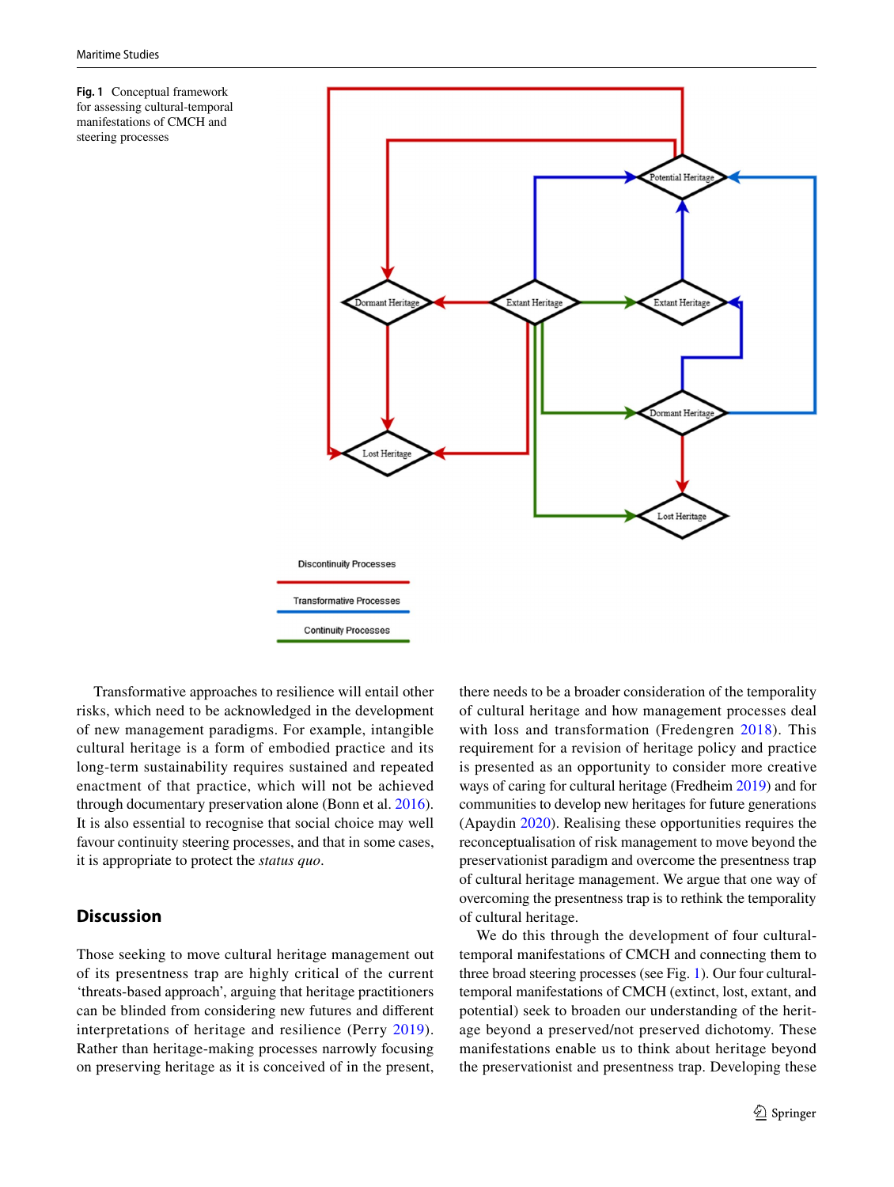Fig. 1 Conceptual framework for assessing cultural-temporal manifestations of CMCH and steering processes

Potential Heritage

Dormant Heritage

Extant Heritage

Extant Heritage

Dormant Heritage

Lost Heritage

Lost Heritage

Discontinuity Processes

Transformative Processes

Continuity Processes

Transformative approaches to resilience will entail other risks, which need to be acknowledged in the development of new management paradigms. For example, intangible cultural heritage is a form of embodied practice and its long-term sustainability requires sustained and repeated enactment of that practice, which will not be achieved through documentary preservation alone (Bonn et al. 2016). It is also essential to recognise that social choice may well favour continuity steering processes, and that in some cases, it is appropriate to protect the *status quo*.

## Discussion

Those seeking to move cultural heritage management out of its presentness trap are highly critical of the current 'threats-based approach', arguing that heritage practitioners can be blinded from considering new futures and different interpretations of heritage and resilience (Perry 2019). Rather than heritage-making processes narrowly focusing on preserving heritage as it is conceived of in the present, there needs to be a broader consideration of the temporality of cultural heritage and how management processes deal with loss and transformation (Fredengren 2018). This requirement for a revision of heritage policy and practice is presented as an opportunity to consider more creative ways of caring for cultural heritage (Fredheim 2019) and for communities to develop new heritages for future generations (Apaydin 2020). Realising these opportunities requires the reconceptualisation of risk management to move beyond the preservationist paradigm and overcome the presentness trap of cultural heritage management. We argue that one way of overcoming the presentness trap is to rethink the temporality of cultural heritage.

We do this through the development of four cultural-temporal manifestations of CMCH and connecting them to three broad steering processes (see Fig. 1). Our four cultural-temporal manifestations of CMCH (extinct, lost, extant, and potential) seek to broaden our understanding of the heritage beyond a preserved/not preserved dichotomy. These manifestations enable us to think about heritage beyond the preservationist and presentness trap. Developing these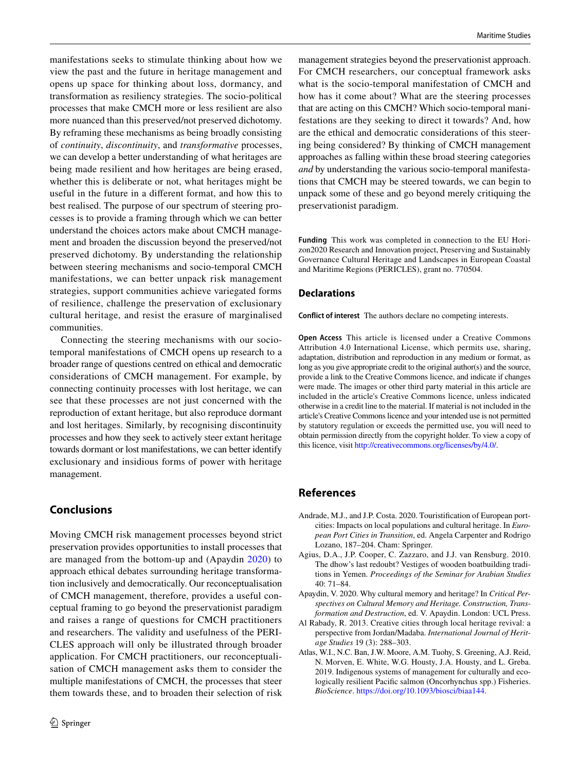manifestations seeks to stimulate thinking about how we view the past and the future in heritage management and opens up space for thinking about loss, dormancy, and transformation as resiliency strategies. The socio-political processes that make CMCH more or less resilient are also more nuanced than this preserved/not preserved dichotomy. By reframing these mechanisms as being broadly consisting of *continuity*, *discontinuity*, and *transformative* processes, we can develop a better understanding of what heritages are being made resilient and how heritages are being erased, whether this is deliberate or not, what heritages might be useful in the future in a different format, and how this to best realised. The purpose of our spectrum of steering processes is to provide a framing through which we can better understand the choices actors make about CMCH management and broaden the discussion beyond the preserved/not preserved dichotomy. By understanding the relationship between steering mechanisms and socio-temporal CMCH manifestations, we can better unpack risk management strategies, support communities achieve variegated forms of resilience, challenge the preservation of exclusionary cultural heritage, and resist the erasure of marginalised communities.

Connecting the steering mechanisms with our socio-temporal manifestations of CMCH opens up research to a broader range of questions centred on ethical and democratic considerations of CMCH management. For example, by connecting continuity processes with lost heritage, we can see that these processes are not just concerned with the reproduction of extant heritage, but also reproduce dormant and lost heritages. Similarly, by recognising discontinuity processes and how they seek to actively steer extant heritage towards dormant or lost manifestations, we can better identify exclusionary and insidious forms of power with heritage management.

## Conclusions

Moving CMCH risk management processes beyond strict preservation provides opportunities to install processes that are managed from the bottom-up and (Apaydin 2020) to approach ethical debates surrounding heritage transformation inclusively and democratically. Our reconceptualisation of CMCH management, therefore, provides a useful conceptual framing to go beyond the preservationist paradigm and raises a range of questions for CMCH practitioners and researchers. The validity and usefulness of the PERICLES approach will only be illustrated through broader application. For CMCH practitioners, our reconceptualisation of CMCH management asks them to consider the multiple manifestations of CMCH, the processes that steer them towards these, and to broaden their selection of risk management strategies beyond the preservationist approach. For CMCH researchers, our conceptual framework asks what is the socio-temporal manifestation of CMCH and how has it come about? What are the steering processes that are acting on this CMCH? Which socio-temporal manifestations are they seeking to direct it towards? And, how are the ethical and democratic considerations of this steering being considered? By thinking of CMCH management approaches as falling within these broad steering categories *and* by understanding the various socio-temporal manifestations that CMCH may be steered towards, we can begin to unpack some of these and go beyond merely critiquing the preservationist paradigm.

**Funding** This work was completed in connection to the EU Horizon2020 Research and Innovation project, Preserving and Sustainably Governance Cultural Heritage and Landscapes in European Coastal and Maritime Regions (PERICLES), grant no. 770504.

## Declarations

**Conflict of interest** The authors declare no competing interests.

**Open Access** This article is licensed under a Creative Commons Attribution 4.0 International License, which permits use, sharing, adaptation, distribution and reproduction in any medium or format, as long as you give appropriate credit to the original author(s) and the source, provide a link to the Creative Commons licence, and indicate if changes were made. The images or other third party material in this article are included in the article's Creative Commons licence, unless indicated otherwise in a credit line to the material. If material is not included in the article's Creative Commons licence and your intended use is not permitted by statutory regulation or exceeds the permitted use, you will need to obtain permission directly from the copyright holder. To view a copy of this licence, visit http://creativecommons.org/licenses/by/4.0/.

## References

Andrade, M.J., and J.P. Costa. 2020. Touristification of European portcities: Impacts on local populations and cultural heritage. In *European Port Cities in Transition*, ed. Angela Carpenter and Rodrigo Lozano, 187–204. Cham: Springer.

Agius, D.A., J.P. Cooper, C. Zazzaro, and J.J. van Rensburg. 2010. The dhow's last redoubt? Vestiges of wooden boatbuilding traditions in Yemen. *Proceedings of the Seminar for Arabian Studies* 40: 71–84.

Apaydin, V. 2020. Why cultural memory and heritage? In *Critical Perspectives on Cultural Memory and Heritage. Construction, Transformation and Destruction*, ed. V. Apaydin. London: UCL Press.

Al Rabady, R. 2013. Creative cities through local heritage revival: a perspective from Jordan/Madaba. *International Journal of Heritage Studies* 19 (3): 288–303.

Atlas, W.I., N.C. Ban, J.W. Moore, A.M. Tuohy, S. Greening, A.J. Reid, N. Morven, E. White, W.G. Housty, J.A. Housty, and L. Greba. 2019. Indigenous systems of management for culturally and ecologically resilient Pacific salmon (Oncorhynchus spp.) Fisheries. *BioScience*. https://doi.org/10.1093/biosci/biaa144.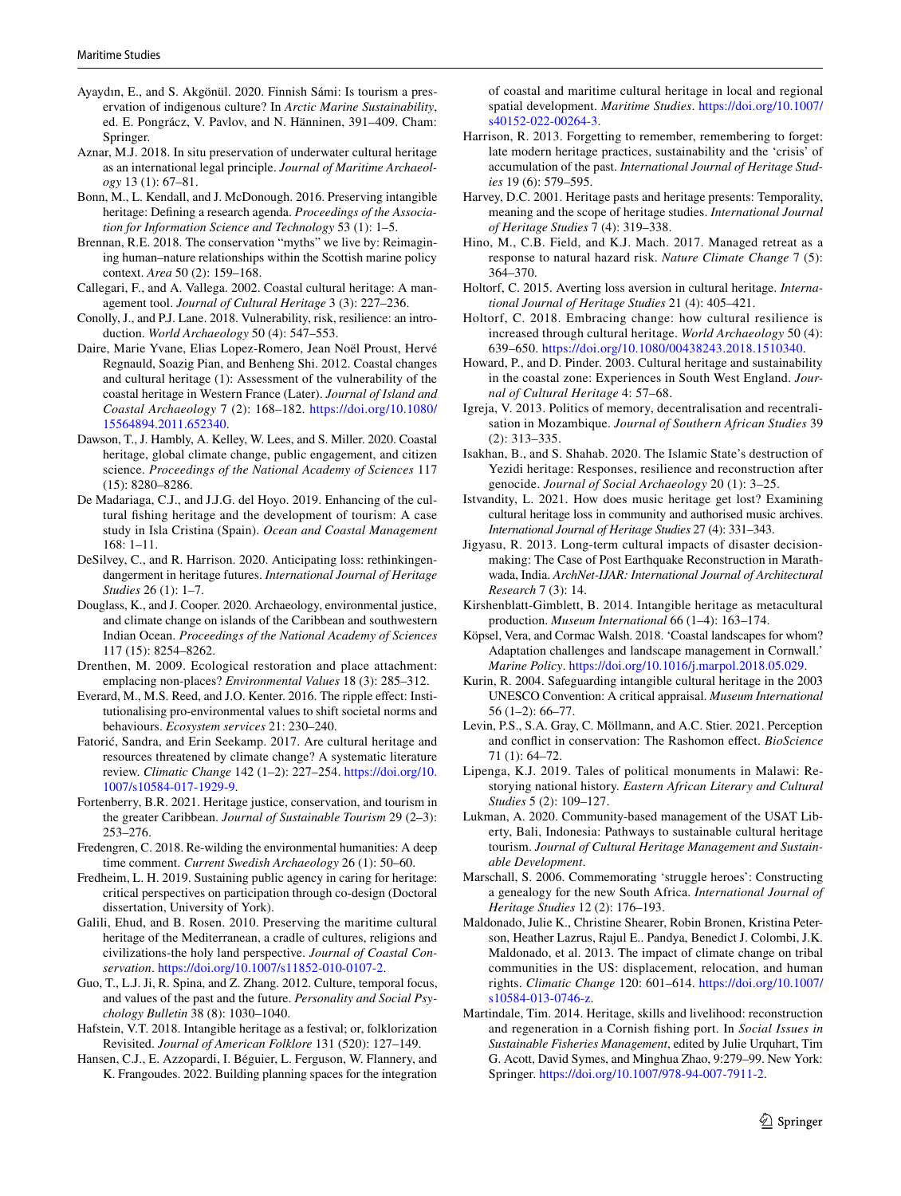Ayaydın, E., and S. Akgönül. 2020. Finnish Sámi: Is tourism a preservation of indigenous culture? In *Arctic Marine Sustainability*, ed. E. Pongrácz, V. Pavlov, and N. Hänninen, 391–409. Cham: Springer.

Aznar, M.J. 2018. In situ preservation of underwater cultural heritage as an international legal principle. *Journal of Maritime Archaeology* 13 (1): 67–81.

Bonn, M., L. Kendall, and J. McDonough. 2016. Preserving intangible heritage: Defining a research agenda. *Proceedings of the Association for Information Science and Technology* 53 (1): 1–5.

Brennan, R.E. 2018. The conservation "myths" we live by: Reimagining human–nature relationships within the Scottish marine policy context. *Area* 50 (2): 159–168.

Callegari, F., and A. Vallega. 2002. Coastal cultural heritage: A management tool. *Journal of Cultural Heritage* 3 (3): 227–236.

Conolly, J., and P.J. Lane. 2018. Vulnerability, risk, resilience: an introduction. *World Archaeology* 50 (4): 547–553.

Daire, Marie Yvane, Elias Lopez-Romero, Jean Noël Proust, Hervé Regnauld, Soazig Pian, and Benheng Shi. 2012. Coastal changes and cultural heritage (1): Assessment of the vulnerability of the coastal heritage in Western France (Later). *Journal of Island and Coastal Archaeology* 7 (2): 168–182. https://doi.org/10.1080/15564894.2011.652340.

Dawson, T., J. Hambly, A. Kelley, W. Lees, and S. Miller. 2020. Coastal heritage, global climate change, public engagement, and citizen science. *Proceedings of the National Academy of Sciences* 117 (15): 8280–8286.

De Madariaga, C.J., and J.J.G. del Hoyo. 2019. Enhancing of the cultural fishing heritage and the development of tourism: A case study in Isla Cristina (Spain). *Ocean and Coastal Management* 168: 1–11.

DeSilvey, C., and R. Harrison. 2020. Anticipating loss: rethinkingendangerment in heritage futures. *International Journal of Heritage Studies* 26 (1): 1–7.

Douglass, K., and J. Cooper. 2020. Archaeology, environmental justice, and climate change on islands of the Caribbean and southwestern Indian Ocean. *Proceedings of the National Academy of Sciences* 117 (15): 8254–8262.

Drenthen, M. 2009. Ecological restoration and place attachment: emplacing non-places? *Environmental Values* 18 (3): 285–312.

Everard, M., M.S. Reed, and J.O. Kenter. 2016. The ripple effect: Institutionalising pro-environmental values to shift societal norms and behaviours. *Ecosystem services* 21: 230–240.

Fatorić, Sandra, and Erin Seekamp. 2017. Are cultural heritage and resources threatened by climate change? A systematic literature review. *Climatic Change* 142 (1–2): 227–254. https://doi.org/10.1007/s10584-017-1929-9.

Fortenberry, B.R. 2021. Heritage justice, conservation, and tourism in the greater Caribbean. *Journal of Sustainable Tourism* 29 (2–3): 253–276.

Fredengren, C. 2018. Re-wilding the environmental humanities: A deep time comment. *Current Swedish Archaeology* 26 (1): 50–60.

Fredheim, L. H. 2019. Sustaining public agency in caring for heritage: critical perspectives on participation through co-design (Doctoral dissertation, University of York).

Galili, Ehud, and B. Rosen. 2010. Preserving the maritime cultural heritage of the Mediterranean, a cradle of cultures, religions and civilizations-the holy land perspective. *Journal of Coastal Conservation*. https://doi.org/10.1007/s11852-010-0107-2.

Guo, T., L.J. Ji, R. Spina, and Z. Zhang. 2012. Culture, temporal focus, and values of the past and the future. *Personality and Social Psychology Bulletin* 38 (8): 1030–1040.

Hafstein, V.T. 2018. Intangible heritage as a festival; or, folklorization Revisited. *Journal of American Folklore* 131 (520): 127–149.

Hansen, C.J., E. Azzopardi, I. Béguier, L. Ferguson, W. Flannery, and K. Frangoudes. 2022. Building planning spaces for the integration of coastal and maritime cultural heritage in local and regional spatial development. *Maritime Studies*. https://doi.org/10.1007/s40152-022-00264-3.

Harrison, R. 2013. Forgetting to remember, remembering to forget: late modern heritage practices, sustainability and the 'crisis' of accumulation of the past. *International Journal of Heritage Studies* 19 (6): 579–595.

Harvey, D.C. 2001. Heritage pasts and heritage presents: Temporality, meaning and the scope of heritage studies. *International Journal of Heritage Studies* 7 (4): 319–338.

Hino, M., C.B. Field, and K.J. Mach. 2017. Managed retreat as a response to natural hazard risk. *Nature Climate Change* 7 (5): 364–370.

Holtorf, C. 2015. Averting loss aversion in cultural heritage. *International Journal of Heritage Studies* 21 (4): 405–421.

Holtorf, C. 2018. Embracing change: how cultural resilience is increased through cultural heritage. *World Archaeology* 50 (4): 639–650. https://doi.org/10.1080/00438243.2018.1510340.

Howard, P., and D. Pinder. 2003. Cultural heritage and sustainability in the coastal zone: Experiences in South West England. *Journal of Cultural Heritage* 4: 57–68.

Igreja, V. 2013. Politics of memory, decentralisation and recentralisation in Mozambique. *Journal of Southern African Studies* 39 (2): 313–335.

Isakhan, B., and S. Shahab. 2020. The Islamic State's destruction of Yezidi heritage: Responses, resilience and reconstruction after genocide. *Journal of Social Archaeology* 20 (1): 3–25.

Istvandity, L. 2021. How does music heritage get lost? Examining cultural heritage loss in community and authorised music archives. *International Journal of Heritage Studies* 27 (4): 331–343.

Jigyasu, R. 2013. Long-term cultural impacts of disaster decision-making: The Case of Post Earthquake Reconstruction in Marathwada, India. *ArchNet-IJAR: International Journal of Architectural Research* 7 (3): 14.

Kirshenblatt-Gimblett, B. 2014. Intangible heritage as metacultural production. *Museum International* 66 (1–4): 163–174.

Köpsel, Vera, and Cormac Walsh. 2018. 'Coastal landscapes for whom? Adaptation challenges and landscape management in Cornwall.' *Marine Policy*. https://doi.org/10.1016/j.marpol.2018.05.029.

Kurin, R. 2004. Safeguarding intangible cultural heritage in the 2003 UNESCO Convention: A critical appraisal. *Museum International* 56 (1–2): 66–77.

Levin, P.S., S.A. Gray, C. Möllmann, and A.C. Stier. 2021. Perception and conflict in conservation: The Rashomon effect. *BioScience* 71 (1): 64–72.

Lipenga, K.J. 2019. Tales of political monuments in Malawi: Restorying national history. *Eastern African Literary and Cultural Studies* 5 (2): 109–127.

Lukman, A. 2020. Community-based management of the USAT Liberty, Bali, Indonesia: Pathways to sustainable cultural heritage tourism. *Journal of Cultural Heritage Management and Sustainable Development*.

Marschall, S. 2006. Commemorating 'struggle heroes': Constructing a genealogy for the new South Africa. *International Journal of Heritage Studies* 12 (2): 176–193.

Maldonado, Julie K., Christine Shearer, Robin Bronen, Kristina Peterson, Heather Lazrus, Rajul E.. Pandya, Benedict J. Colombi, J.K. Maldonado, et al. 2013. The impact of climate change on tribal communities in the US: displacement, relocation, and human rights. *Climatic Change* 120: 601–614. https://doi.org/10.1007/s10584-013-0746-z.

Martindale, Tim. 2014. Heritage, skills and livelihood: reconstruction and regeneration in a Cornish fishing port. In *Social Issues in Sustainable Fisheries Management*, edited by Julie Urquhart, Tim G. Acott, David Symes, and Minghua Zhao, 9:279–99. New York: Springer. https://doi.org/10.1007/978-94-007-7911-2.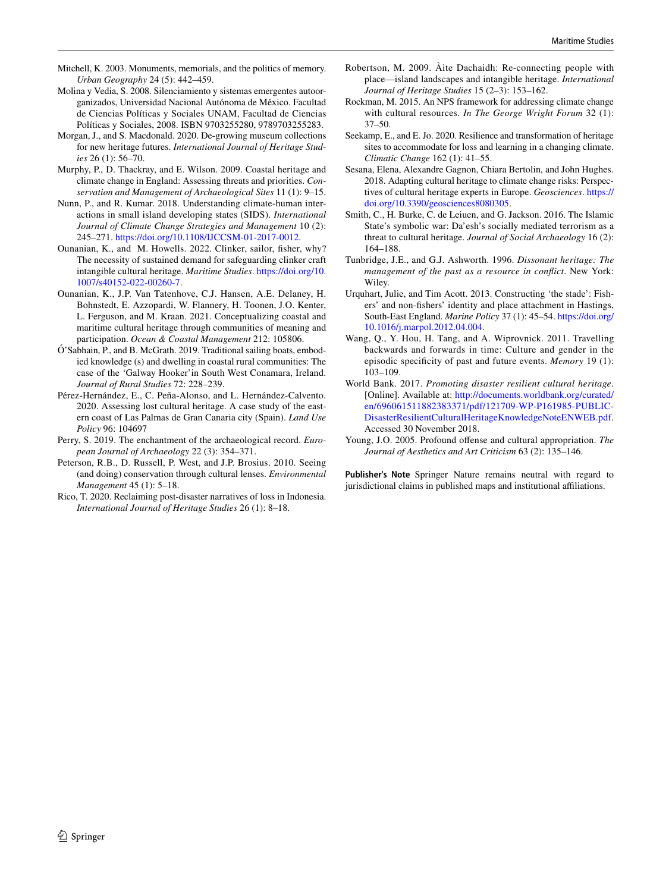Mitchell, K. 2003. Monuments, memorials, and the politics of memory. *Urban Geography* 24 (5): 442–459.

Molina y Vedia, S. 2008. Silenciamiento y sistemas emergentes autoorganizados, Universidad Nacional Autónoma de México. Facultad de Ciencias Políticas y Sociales UNAM, Facultad de Ciencias Políticas y Sociales, 2008. ISBN 9703255280, 9789703255283.

Morgan, J., and S. Macdonald. 2020. De-growing museum collections for new heritage futures. *International Journal of Heritage Studies* 26 (1): 56–70.

Murphy, P., D. Thackray, and E. Wilson. 2009. Coastal heritage and climate change in England: Assessing threats and priorities. *Conservation and Management of Archaeological Sites* 11 (1): 9–15.

Nunn, P., and R. Kumar. 2018. Understanding climate-human interactions in small island developing states (SIDS). *International Journal of Climate Change Strategies and Management* 10 (2): 245–271. https://doi.org/10.1108/IJCCSM-01-2017-0012.

Ounanian, K., and M. Howells. 2022. Clinker, sailor, fisher, why? The necessity of sustained demand for safeguarding clinker craft intangible cultural heritage. *Maritime Studies*. https://doi.org/10.1007/s40152-022-00260-7.

Ounanian, K., J.P. Van Tatenhove, C.J. Hansen, A.E. Delaney, H. Bohnstedt, E. Azzopardi, W. Flannery, H. Toonen, J.O. Kenter, L. Ferguson, and M. Kraan. 2021. Conceptualizing coastal and maritime cultural heritage through communities of meaning and participation. *Ocean & Coastal Management* 212: 105806.

Ó'Sabhain, P., and B. McGrath. 2019. Traditional sailing boats, embodied knowledge (s) and dwelling in coastal rural communities: The case of the 'Galway Hooker' in South West Conamara, Ireland. *Journal of Rural Studies* 72: 228–239.

Pérez-Hernández, E., C. Peña-Alonso, and L. Hernández-Calvento. 2020. Assessing lost cultural heritage. A case study of the eastern coast of Las Palmas de Gran Canaria city (Spain). *Land Use Policy* 96: 104697

Perry, S. 2019. The enchantment of the archaeological record. *European Journal of Archaeology* 22 (3): 354–371.

Peterson, R.B., D. Russell, P. West, and J.P. Brosius. 2010. Seeing (and doing) conservation through cultural lenses. *Environmental Management* 45 (1): 5–18.

Rico, T. 2020. Reclaiming post-disaster narratives of loss in Indonesia. *International Journal of Heritage Studies* 26 (1): 8–18.

Robertson, M. 2009. Àite Dachaidh: Re-connecting people with place—island landscapes and intangible heritage. *International Journal of Heritage Studies* 15 (2–3): 153–162.

Rockman, M. 2015. An NPS framework for addressing climate change with cultural resources. *In The George Wright Forum* 32 (1): 37–50.

Seekamp, E., and E. Jo. 2020. Resilience and transformation of heritage sites to accommodate for loss and learning in a changing climate. *Climatic Change* 162 (1): 41–55.

Sesana, Elena, Alexandre Gagnon, Chiara Bertolin, and John Hughes. 2018. Adapting cultural heritage to climate change risks: Perspectives of cultural heritage experts in Europe. *Geosciences*. https://doi.org/10.3390/geosciences8080305.

Smith, C., H. Burke, C. de Leiuen, and G. Jackson. 2016. The Islamic State's symbolic war: Da'esh's socially mediated terrorism as a threat to cultural heritage. *Journal of Social Archaeology* 16 (2): 164–188.

Tunbridge, J.E., and G.J. Ashworth. 1996. *Dissonant heritage: The management of the past as a resource in conflict*. New York: Wiley.

Urquhart, Julie, and Tim Acott. 2013. Constructing 'the stade': Fishers' and non-fishers' identity and place attachment in Hastings, South-East England. *Marine Policy* 37 (1): 45–54. https://doi.org/10.1016/j.marpol.2012.04.004.

Wang, Q., Y. Hou, H. Tang, and A. Wiprovnick. 2011. Travelling backwards and forwards in time: Culture and gender in the episodic specificity of past and future events. *Memory* 19 (1): 103–109.

World Bank. 2017. *Promoting disaster resilient cultural heritage*. [Online]. Available at: http://documents.worldbank.org/curated/en/696061511882383371/pdf/121709-WP-P161985-PUBLIC-DisasterResilientCulturalHeritageKnowledgeNoteENWEB.pdf. Accessed 30 November 2018.

Young, J.O. 2005. Profound offense and cultural appropriation. *The Journal of Aesthetics and Art Criticism* 63 (2): 135–146.

**Publisher's Note** Springer Nature remains neutral with regard to jurisdictional claims in published maps and institutional affiliations.